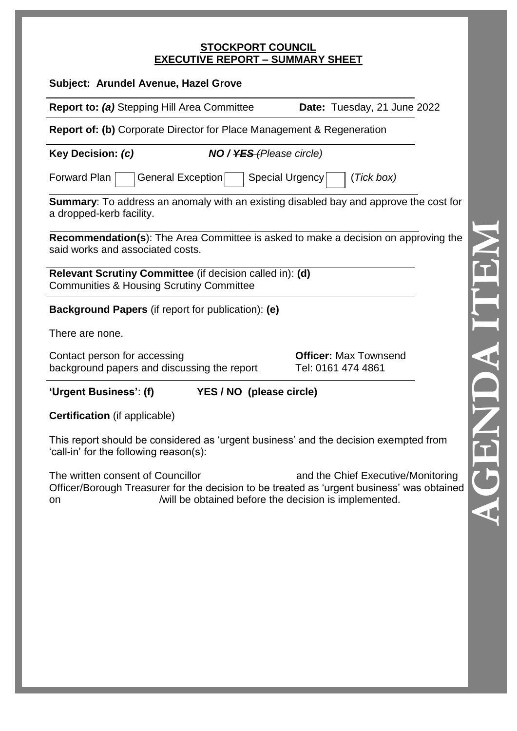# STOCKPORT COUNCIL
## EXECUTIVE REPORT – SUMMARY SHEET

**Subject: Arundel Avenue, Hazel Grove**

**Report to:** ***(a)*** Stepping Hill Area Committee **Date:** Tuesday, 21 June 2022

**Report of: (b)** Corporate Director for Place Management & Regeneration

**Key Decision:** ***(c)*** ***NO / ~~YES~~*** *(Please circle)*

Forward Plan ☐ General Exception ☐ Special Urgency ☐ (*Tick box)*

**Summary**: To address an anomaly with an existing disabled bay and approve the cost for a dropped-kerb facility.

**Recommendation(s**): The Area Committee is asked to make a decision on approving the said works and associated costs.

**Relevant Scrutiny Committee** (if decision called in): **(d)**
Communities & Housing Scrutiny Committee

**Background Papers** (if report for publication): **(e)**

There are none.

Contact person for accessing background papers and discussing the report

**Officer:** Max Townsend
Tel: 0161 474 4861

**'Urgent Business'**: **(f)** **~~YES~~ / NO (please circle)**

**Certification** (if applicable)

This report should be considered as 'urgent business' and the decision exempted from 'call-in' for the following reason(s):

The written consent of Councillor and the Chief Executive/Monitoring Officer/Borough Treasurer for the decision to be treated as 'urgent business' was obtained on /will be obtained before the decision is implemented.

AGENDA ITEM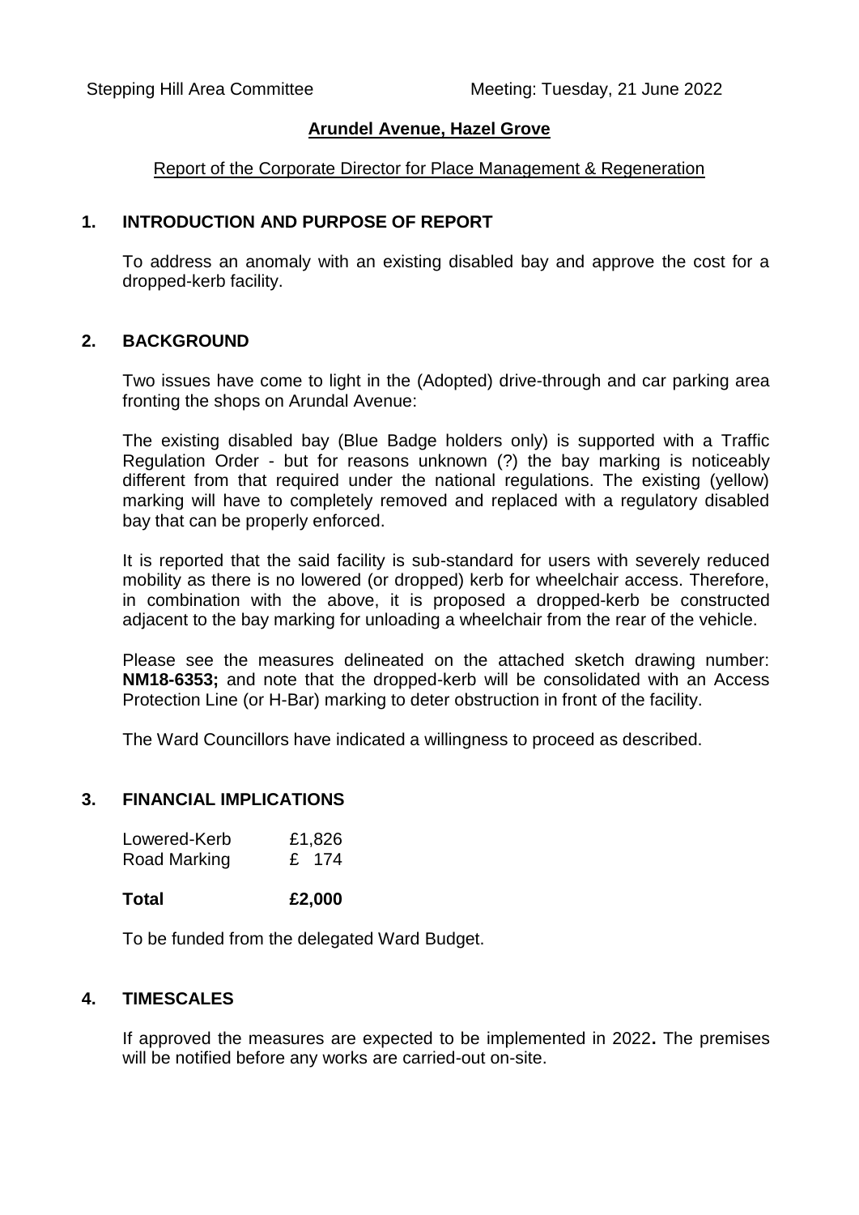Stepping Hill Area Committee Meeting: Tuesday, 21 June 2022

## Arundel Avenue, Hazel Grove

Report of the Corporate Director for Place Management & Regeneration

### 1. INTRODUCTION AND PURPOSE OF REPORT

To address an anomaly with an existing disabled bay and approve the cost for a dropped-kerb facility.

### 2. BACKGROUND

Two issues have come to light in the (Adopted) drive-through and car parking area fronting the shops on Arundal Avenue:

The existing disabled bay (Blue Badge holders only) is supported with a Traffic Regulation Order - but for reasons unknown (?) the bay marking is noticeably different from that required under the national regulations. The existing (yellow) marking will have to completely removed and replaced with a regulatory disabled bay that can be properly enforced.

It is reported that the said facility is sub-standard for users with severely reduced mobility as there is no lowered (or dropped) kerb for wheelchair access. Therefore, in combination with the above, it is proposed a dropped-kerb be constructed adjacent to the bay marking for unloading a wheelchair from the rear of the vehicle.

Please see the measures delineated on the attached sketch drawing number: **NM18-6353;** and note that the dropped-kerb will be consolidated with an Access Protection Line (or H-Bar) marking to deter obstruction in front of the facility.

The Ward Councillors have indicated a willingness to proceed as described.

### 3. FINANCIAL IMPLICATIONS

| | |
|---|---|
| Lowered-Kerb | £1,826 |
| Road Marking | £ 174 |
| **Total** | **£2,000** |

To be funded from the delegated Ward Budget.

### 4. TIMESCALES

If approved the measures are expected to be implemented in 2022**.** The premises will be notified before any works are carried-out on-site.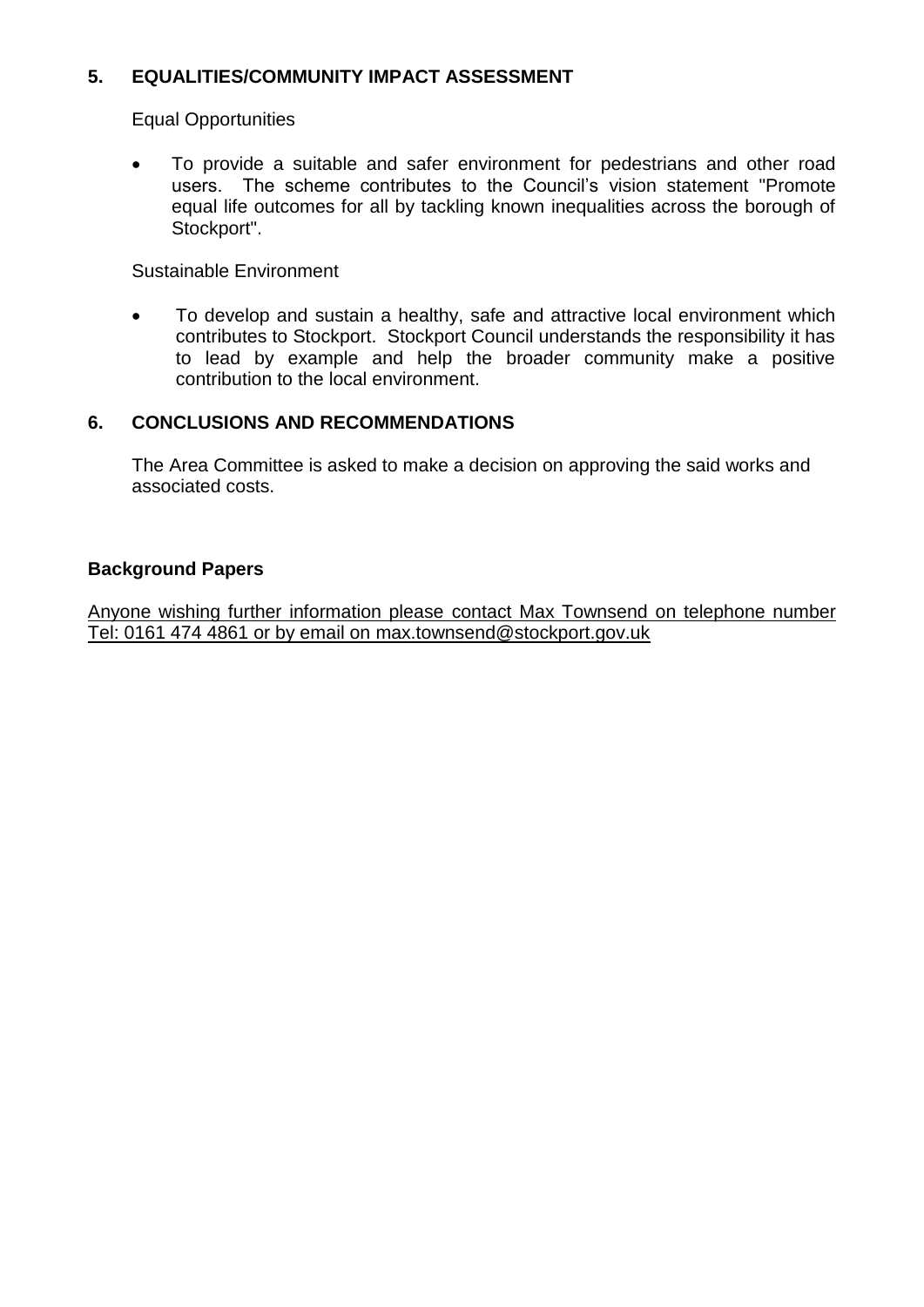## 5. EQUALITIES/COMMUNITY IMPACT ASSESSMENT

Equal Opportunities

- To provide a suitable and safer environment for pedestrians and other road users. The scheme contributes to the Council's vision statement "Promote equal life outcomes for all by tackling known inequalities across the borough of Stockport".

Sustainable Environment

- To develop and sustain a healthy, safe and attractive local environment which contributes to Stockport. Stockport Council understands the responsibility it has to lead by example and help the broader community make a positive contribution to the local environment.

## 6. CONCLUSIONS AND RECOMMENDATIONS

The Area Committee is asked to make a decision on approving the said works and associated costs.

**Background Papers**

Anyone wishing further information please contact Max Townsend on telephone number Tel: 0161 474 4861 or by email on max.townsend@stockport.gov.uk